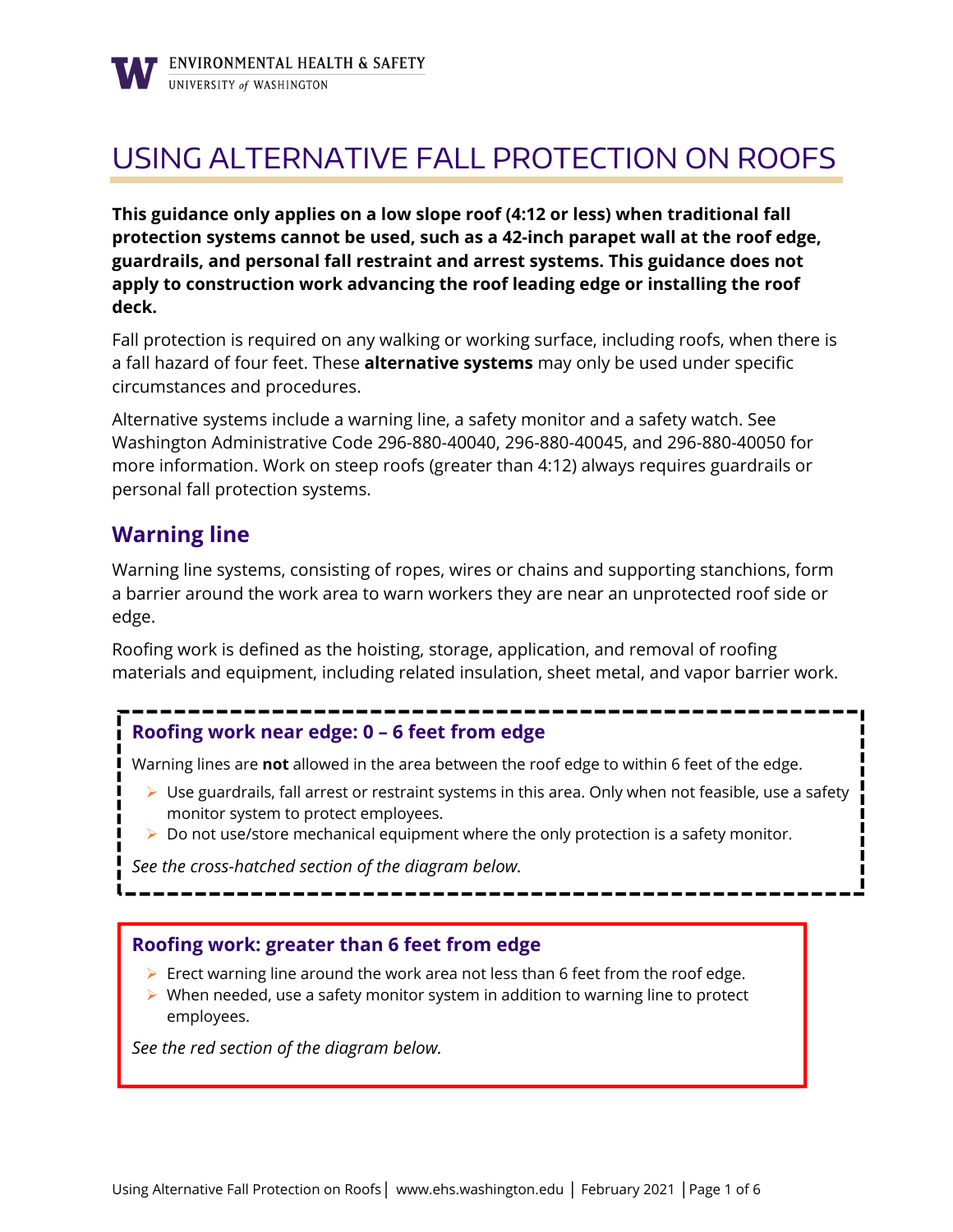# USING ALTERNATIVE FALL PROTECTION ON ROOFS

**This guidance only applies on a low slope roof (4:12 or less) when traditional fall protection systems cannot be used, such as a 42-inch parapet wall at the roof edge, guardrails, and personal fall restraint and arrest systems. This guidance does not apply to construction work advancing the roof leading edge or installing the roof deck.**

Fall protection is required on any walking or working surface, including roofs, when there is a fall hazard of four feet. These **alternative systems** may only be used under specific circumstances and procedures.

Alternative systems include a warning line, a safety monitor and a safety watch. See Washington Administrative Code 296-880-40040, 296-880-40045, and 296-880-40050 for more information. Work on steep roofs (greater than 4:12) always requires guardrails or personal fall protection systems.

## Warning line

Warning line systems, consisting of ropes, wires or chains and supporting stanchions, form a barrier around the work area to warn workers they are near an unprotected roof side or edge.

Roofing work is defined as the hoisting, storage, application, and removal of roofing materials and equipment, including related insulation, sheet metal, and vapor barrier work.

### Roofing work near edge: 0 – 6 feet from edge

Warning lines are **not** allowed in the area between the roof edge to within 6 feet of the edge.

- Use guardrails, fall arrest or restraint systems in this area. Only when not feasible, use a safety monitor system to protect employees.
- Do not use/store mechanical equipment where the only protection is a safety monitor.

*See the cross-hatched section of the diagram below.*

### Roofing work: greater than 6 feet from edge

- Erect warning line around the work area not less than 6 feet from the roof edge.
- When needed, use a safety monitor system in addition to warning line to protect employees.

*See the red section of the diagram below.*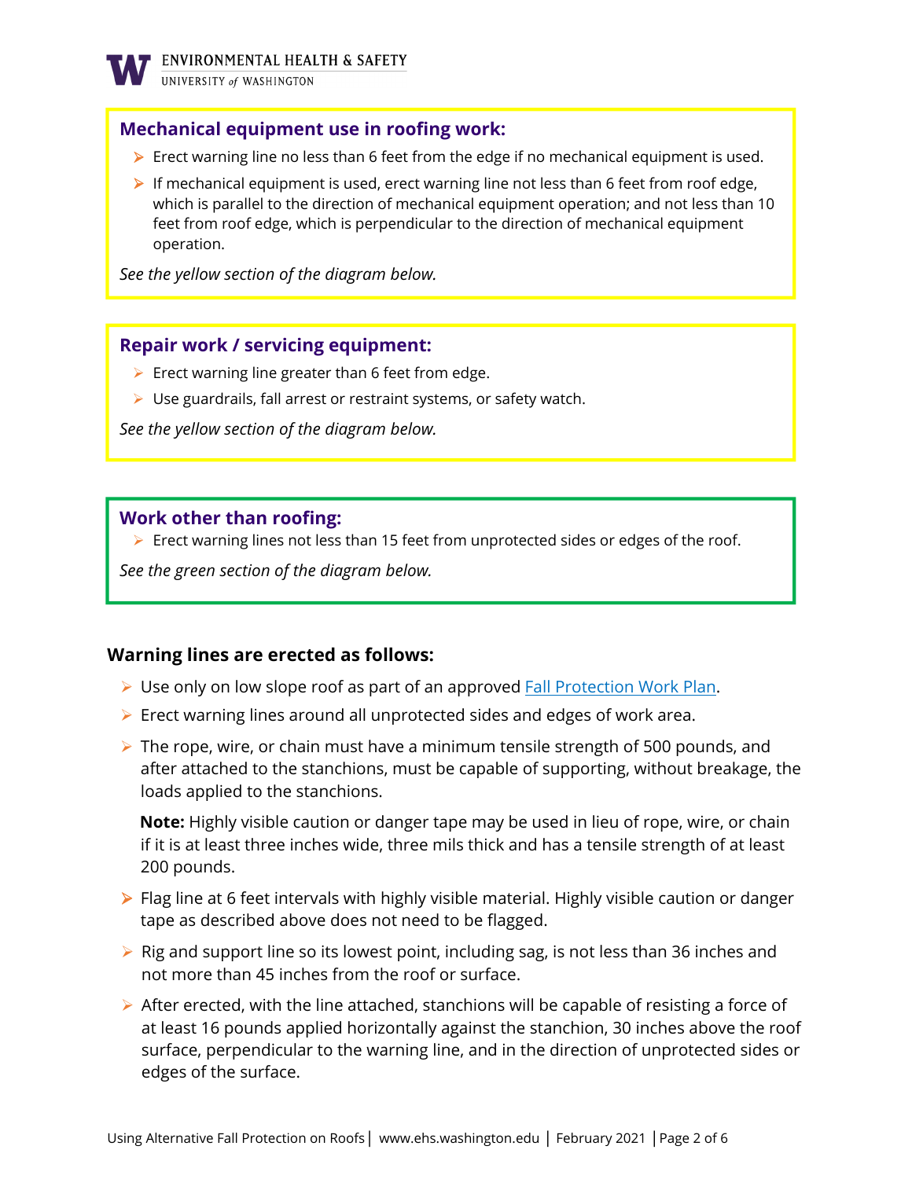### Mechanical equipment use in roofing work:

- Erect warning line no less than 6 feet from the edge if no mechanical equipment is used.
- If mechanical equipment is used, erect warning line not less than 6 feet from roof edge, which is parallel to the direction of mechanical equipment operation; and not less than 10 feet from roof edge, which is perpendicular to the direction of mechanical equipment operation.

*See the yellow section of the diagram below.*

### Repair work / servicing equipment:

- Erect warning line greater than 6 feet from edge.
- Use guardrails, fall arrest or restraint systems, or safety watch.

*See the yellow section of the diagram below.*

### Work other than roofing:

- Erect warning lines not less than 15 feet from unprotected sides or edges of the roof.

*See the green section of the diagram below.*

## Warning lines are erected as follows:

- Use only on low slope roof as part of an approved Fall Protection Work Plan.
- Erect warning lines around all unprotected sides and edges of work area.
- The rope, wire, or chain must have a minimum tensile strength of 500 pounds, and after attached to the stanchions, must be capable of supporting, without breakage, the loads applied to the stanchions.

  **Note:** Highly visible caution or danger tape may be used in lieu of rope, wire, or chain if it is at least three inches wide, three mils thick and has a tensile strength of at least 200 pounds.

- Flag line at 6 feet intervals with highly visible material. Highly visible caution or danger tape as described above does not need to be flagged.
- Rig and support line so its lowest point, including sag, is not less than 36 inches and not more than 45 inches from the roof or surface.
- After erected, with the line attached, stanchions will be capable of resisting a force of at least 16 pounds applied horizontally against the stanchion, 30 inches above the roof surface, perpendicular to the warning line, and in the direction of unprotected sides or edges of the surface.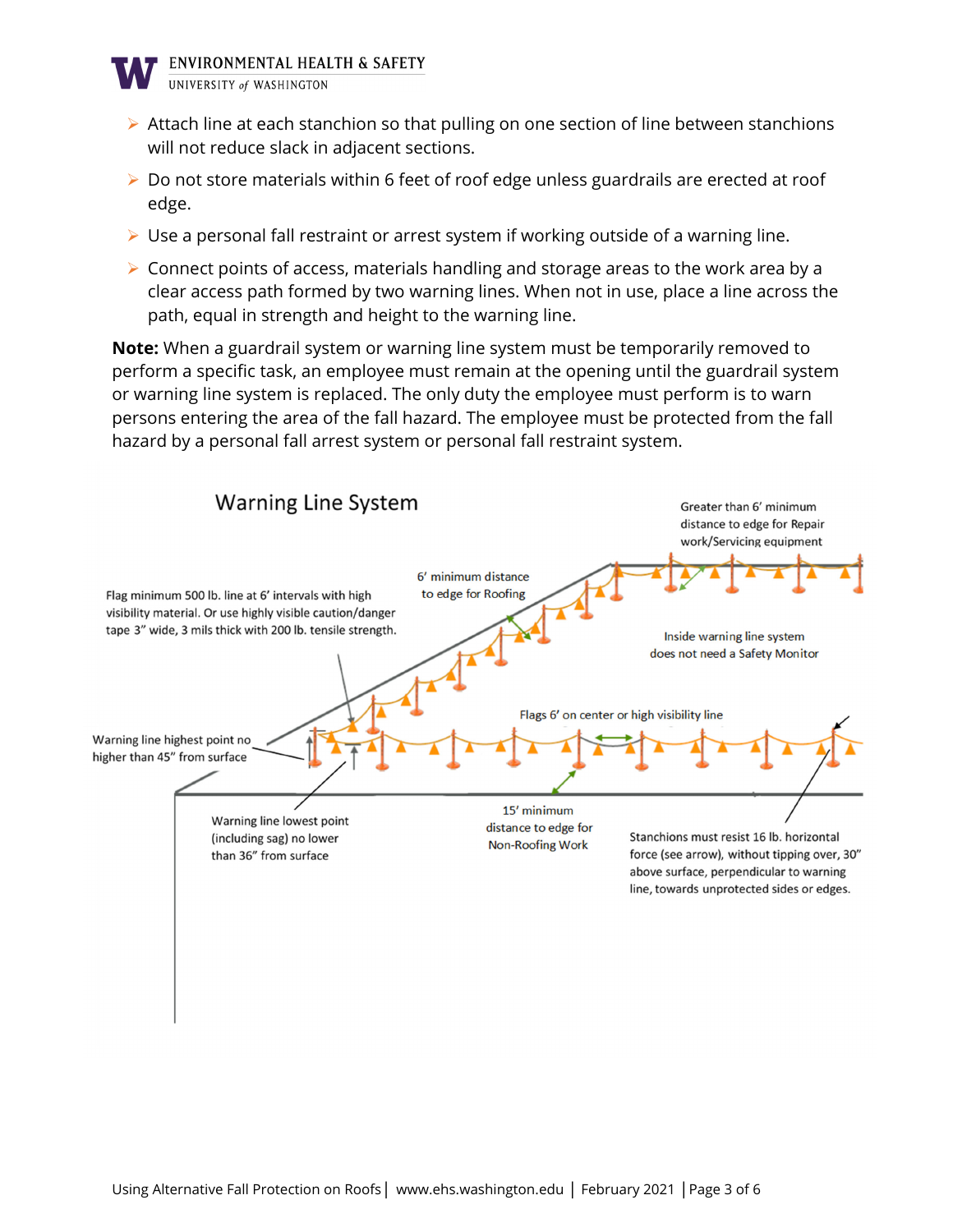- Attach line at each stanchion so that pulling on one section of line between stanchions will not reduce slack in adjacent sections.
- Do not store materials within 6 feet of roof edge unless guardrails are erected at roof edge.
- Use a personal fall restraint or arrest system if working outside of a warning line.
- Connect points of access, materials handling and storage areas to the work area by a clear access path formed by two warning lines. When not in use, place a line across the path, equal in strength and height to the warning line.

**Note:** When a guardrail system or warning line system must be temporarily removed to perform a specific task, an employee must remain at the opening until the guardrail system or warning line system is replaced. The only duty the employee must perform is to warn persons entering the area of the fall hazard. The employee must be protected from the fall hazard by a personal fall arrest system or personal fall restraint system.

## Warning Line System

Greater than 6' minimum distance to edge for Repair work/Servicing equipment

6' minimum distance to edge for Roofing

Flag minimum 500 lb. line at 6' intervals with high visibility material. Or use highly visible caution/danger tape 3" wide, 3 mils thick with 200 lb. tensile strength.

Inside warning line system does not need a Safety Monitor

Flags 6' on center or high visibility line

Warning line highest point no higher than 45" from surface

Warning line lowest point (including sag) no lower than 36" from surface

15' minimum distance to edge for Non-Roofing Work

Stanchions must resist 16 lb. horizontal force (see arrow), without tipping over, 30" above surface, perpendicular to warning line, towards unprotected sides or edges.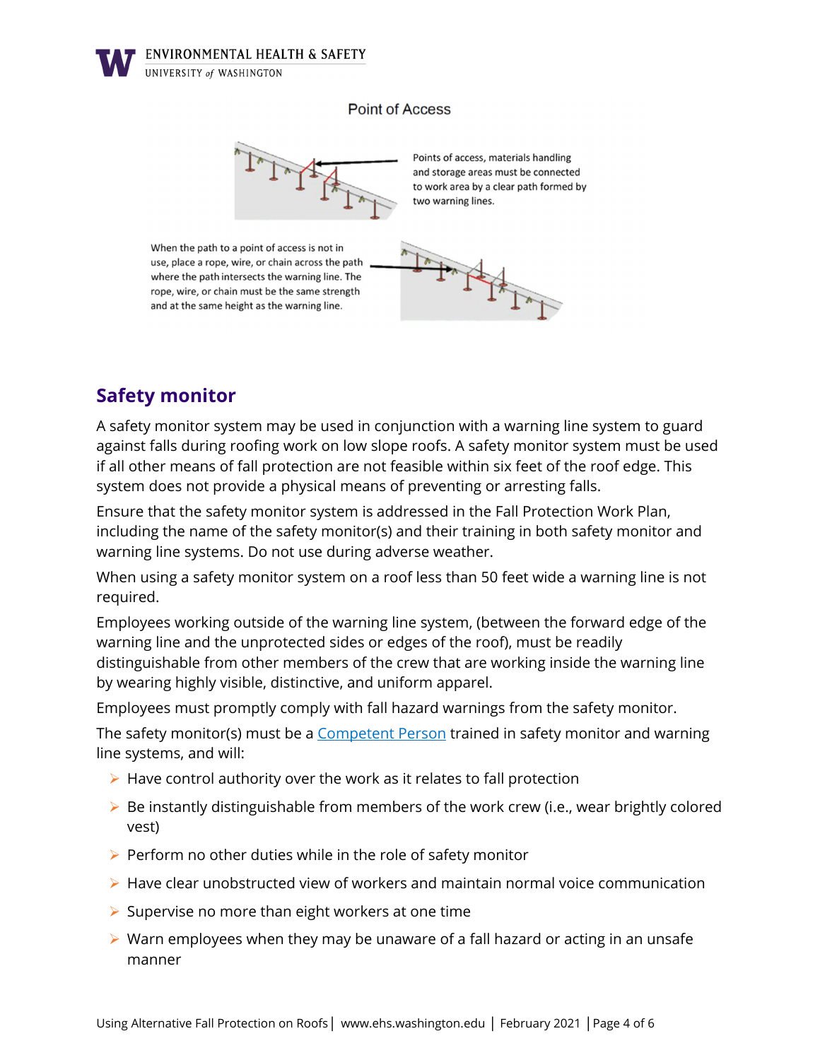Point of Access

Points of access, materials handling and storage areas must be connected to work area by a clear path formed by two warning lines.

When the path to a point of access is not in use, place a rope, wire, or chain across the path where the path intersects the warning line. The rope, wire, or chain must be the same strength and at the same height as the warning line.

## Safety monitor

A safety monitor system may be used in conjunction with a warning line system to guard against falls during roofing work on low slope roofs. A safety monitor system must be used if all other means of fall protection are not feasible within six feet of the roof edge. This system does not provide a physical means of preventing or arresting falls.

Ensure that the safety monitor system is addressed in the Fall Protection Work Plan, including the name of the safety monitor(s) and their training in both safety monitor and warning line systems. Do not use during adverse weather.

When using a safety monitor system on a roof less than 50 feet wide a warning line is not required.

Employees working outside of the warning line system, (between the forward edge of the warning line and the unprotected sides or edges of the roof), must be readily distinguishable from other members of the crew that are working inside the warning line by wearing highly visible, distinctive, and uniform apparel.

Employees must promptly comply with fall hazard warnings from the safety monitor.

The safety monitor(s) must be a Competent Person trained in safety monitor and warning line systems, and will:

- Have control authority over the work as it relates to fall protection
- Be instantly distinguishable from members of the work crew (i.e., wear brightly colored vest)
- Perform no other duties while in the role of safety monitor
- Have clear unobstructed view of workers and maintain normal voice communication
- Supervise no more than eight workers at one time
- Warn employees when they may be unaware of a fall hazard or acting in an unsafe manner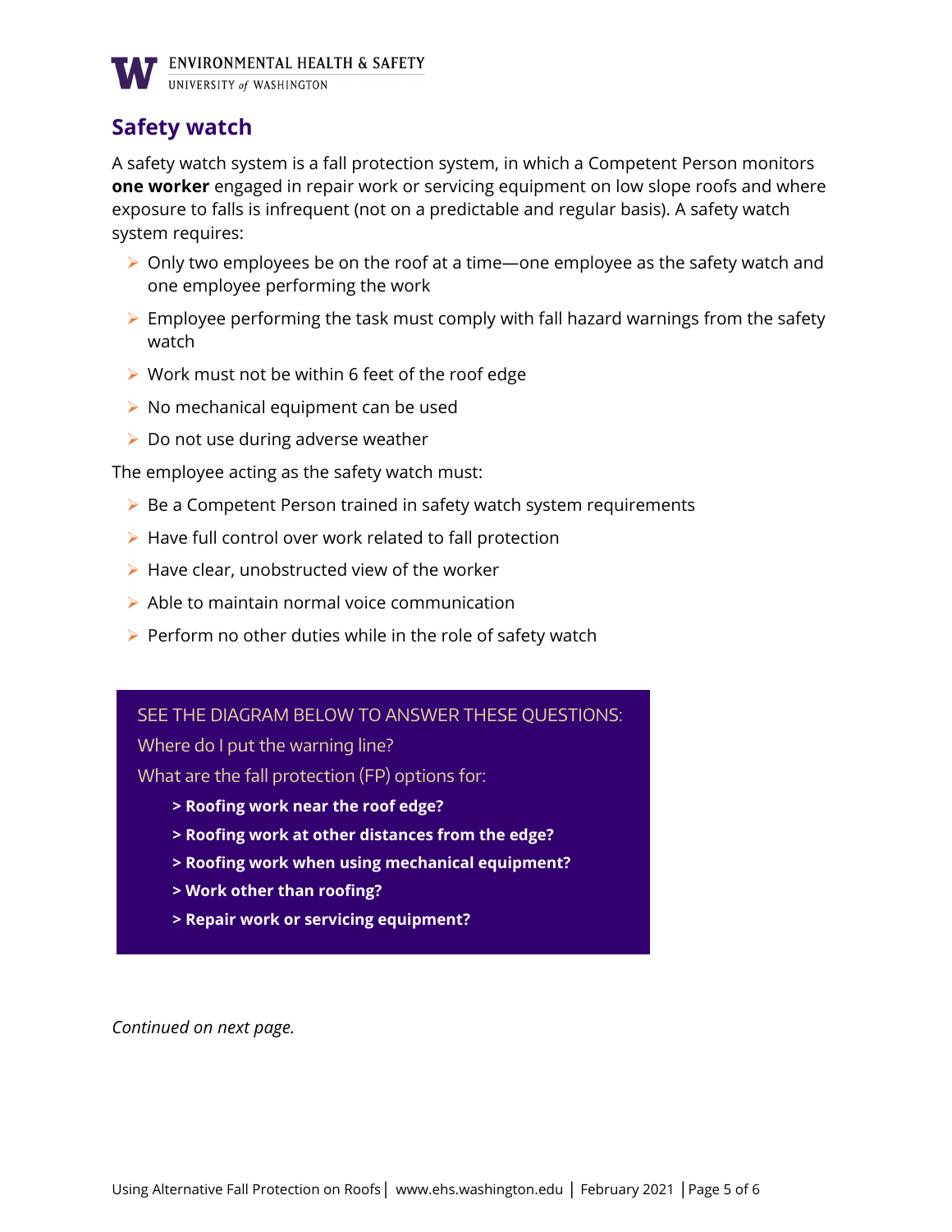## Safety watch

A safety watch system is a fall protection system, in which a Competent Person monitors **one worker** engaged in repair work or servicing equipment on low slope roofs and where exposure to falls is infrequent (not on a predictable and regular basis). A safety watch system requires:

- Only two employees be on the roof at a time—one employee as the safety watch and one employee performing the work
- Employee performing the task must comply with fall hazard warnings from the safety watch
- Work must not be within 6 feet of the roof edge
- No mechanical equipment can be used
- Do not use during adverse weather

The employee acting as the safety watch must:

- Be a Competent Person trained in safety watch system requirements
- Have full control over work related to fall protection
- Have clear, unobstructed view of the worker
- Able to maintain normal voice communication
- Perform no other duties while in the role of safety watch

> SEE THE DIAGRAM BELOW TO ANSWER THESE QUESTIONS:
>
> Where do I put the warning line?
>
> What are the fall protection (FP) options for:
>
> **> Roofing work near the roof edge?**
>
> **> Roofing work at other distances from the edge?**
>
> **> Roofing work when using mechanical equipment?**
>
> **> Work other than roofing?**
>
> **> Repair work or servicing equipment?**

*Continued on next page.*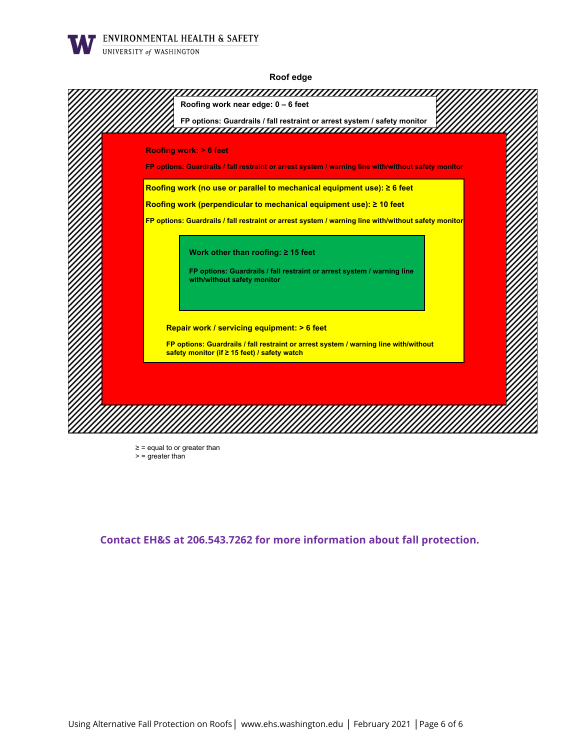Roof edge

**Roofing work near edge: 0 – 6 feet**

**FP options: Guardrails / fall restraint or arrest system / safety monitor**

**Roofing work: > 6 feet**

**FP options: Guardrails / fall restraint or arrest system / warning line with/without safety monitor**

**Roofing work (no use or parallel to mechanical equipment use): ≥ 6 feet**

**Roofing work (perpendicular to mechanical equipment use): ≥ 10 feet**

**FP options: Guardrails / fall restraint or arrest system / warning line with/without safety monitor**

**Work other than roofing: ≥ 15 feet**

**FP options: Guardrails / fall restraint or arrest system / warning line with/without safety monitor**

**Repair work / servicing equipment: > 6 feet**

**FP options: Guardrails / fall restraint or arrest system / warning line with/without safety monitor (if ≥ 15 feet) / safety watch**

≥ = equal to or greater than
\> = greater than

**Contact EH&S at 206.543.7262 for more information about fall protection.**